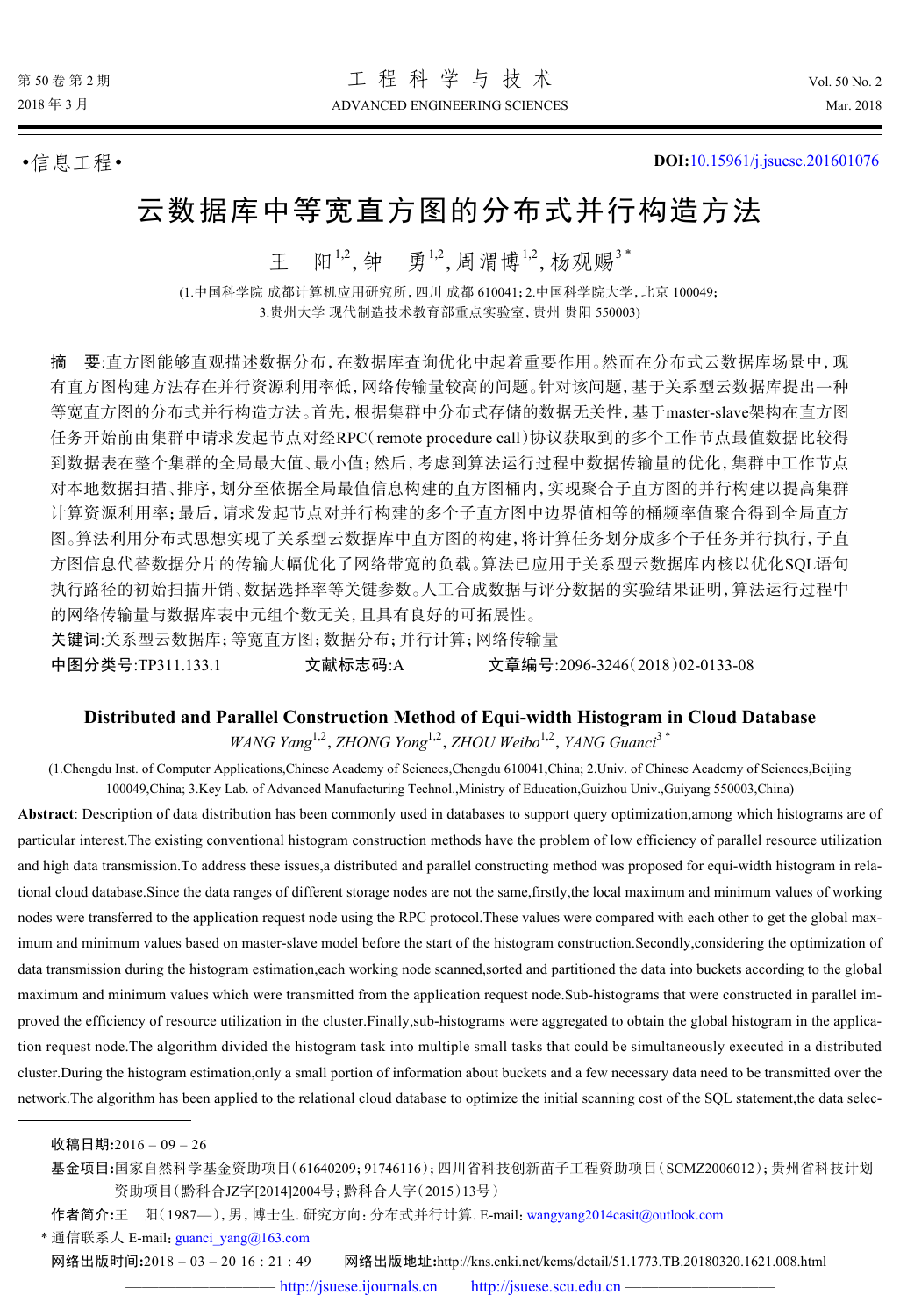•信息工程•

DOI:10.15961/j.jsuese.201601076

# 云数据库中等宽直方图的分布式并行构造方法

王　阳[1,2], 钟　勇[1,2], 周渭博[1,2], 杨观赐[3*]

(1.中国科学院 成都计算机应用研究所, 四川 成都 610041; 2.中国科学院大学, 北京 100049; 3.贵州大学 现代制造技术教育部重点实验室, 贵州 贵阳 550003)

**摘　要**:直方图能够直观描述数据分布,在数据库查询优化中起着重要作用。然而在分布式云数据库场景中,现有直方图构建方法存在并行资源利用率低,网络传输量较高的问题。针对该问题,基于关系型云数据库提出一种等宽直方图的分布式并行构造方法。首先,根据集群中分布式存储的数据无关性,基于master-slave架构在直方图任务开始前由集群中请求发起节点对经RPC(remote procedure call)协议获取到的多个工作节点最值数据比较得到数据表在整个集群的全局最大值、最小值;然后,考虑到算法运行过程中数据传输量的优化,集群中工作节点对本地数据扫描、排序,划分至依据全局最值信息构建的直方图桶内,实现聚合子直方图的并行构建以提高集群计算资源利用率;最后,请求发起节点对并行构建的多个子直方图中边界值相等的桶频率值聚合得到全局直方图。算法利用分布式思想实现了关系型云数据库中直方图的构建,将计算任务划分成多个子任务并行执行,子直方图信息代替数据分片的传输大幅优化了网络带宽的负载。算法已应用于关系型云数据库内核以优化SQL语句执行路径的初始扫描开销、数据选择率等关键参数。人工合成数据与评分数据的实验结果证明,算法运行过程中的网络传输量与数据库表中元组个数无关,且具有良好的可拓展性。

**关键词**:关系型云数据库; 等宽直方图; 数据分布; 并行计算; 网络传输量

**中图分类号**:TP311.133.1　　**文献标志码**:A　　**文章编号**:2096-3246(2018)02-0133-08

## Distributed and Parallel Construction Method of Equi-width Histogram in Cloud Database

*WANG Yang*[1,2], *ZHONG Yong*[1,2], *ZHOU Weibo*[1,2], *YANG Guanci*[3*]

(1.Chengdu Inst. of Computer Applications,Chinese Academy of Sciences,Chengdu 610041,China; 2.Univ. of Chinese Academy of Sciences,Beijing 100049,China; 3.Key Lab. of Advanced Manufacturing Technol.,Ministry of Education,Guizhou Univ.,Guiyang 550003,China)

**Abstract**: Description of data distribution has been commonly used in databases to support query optimization,among which histograms are of particular interest.The existing conventional histogram construction methods have the problem of low efficiency of parallel resource utilization and high data transmission.To address these issues,a distributed and parallel constructing method was proposed for equi-width histogram in relational cloud database.Since the data ranges of different storage nodes are not the same,firstly,the local maximum and minimum values of working nodes were transferred to the application request node using the RPC protocol.These values were compared with each other to get the global maximum and minimum values based on master-slave model before the start of the histogram construction.Secondly,considering the optimization of data transmission during the histogram estimation,each working node scanned,sorted and partitioned the data into buckets according to the global maximum and minimum values which were transmitted from the application request node.Sub-histograms that were constructed in parallel improved the efficiency of resource utilization in the cluster.Finally,sub-histograms were aggregated to obtain the global histogram in the application request node.The algorithm divided the histogram task into multiple small tasks that could be simultaneously executed in a distributed cluster.During the histogram estimation,only a small portion of information about buckets and a few necessary data need to be transmitted over the network.The algorithm has been applied to the relational cloud database to optimize the initial scanning cost of the SQL statement,the data selec-

---

**收稿日期**:2016 – 09 – 26

**基金项目**:国家自然科学基金资助项目(61640209; 91746116);四川省科技创新苗子工程资助项目(SCMZ2006012);贵州省科技计划资助项目(黔科合JZ字[2014]2004号;黔科合人字(2015)13号)

**作者简介**:王　阳(1987—),男,博士生.研究方向:分布式并行计算. E-mail: wangyang2014casit@outlook.com

\* 通信联系人 E-mail: guanci_yang@163.com

**网络出版时间**:2018 – 03 – 20 16 : 21 : 49　　**网络出版地址**:http://kns.cnki.net/kcms/detail/51.1773.TB.20180320.1621.008.html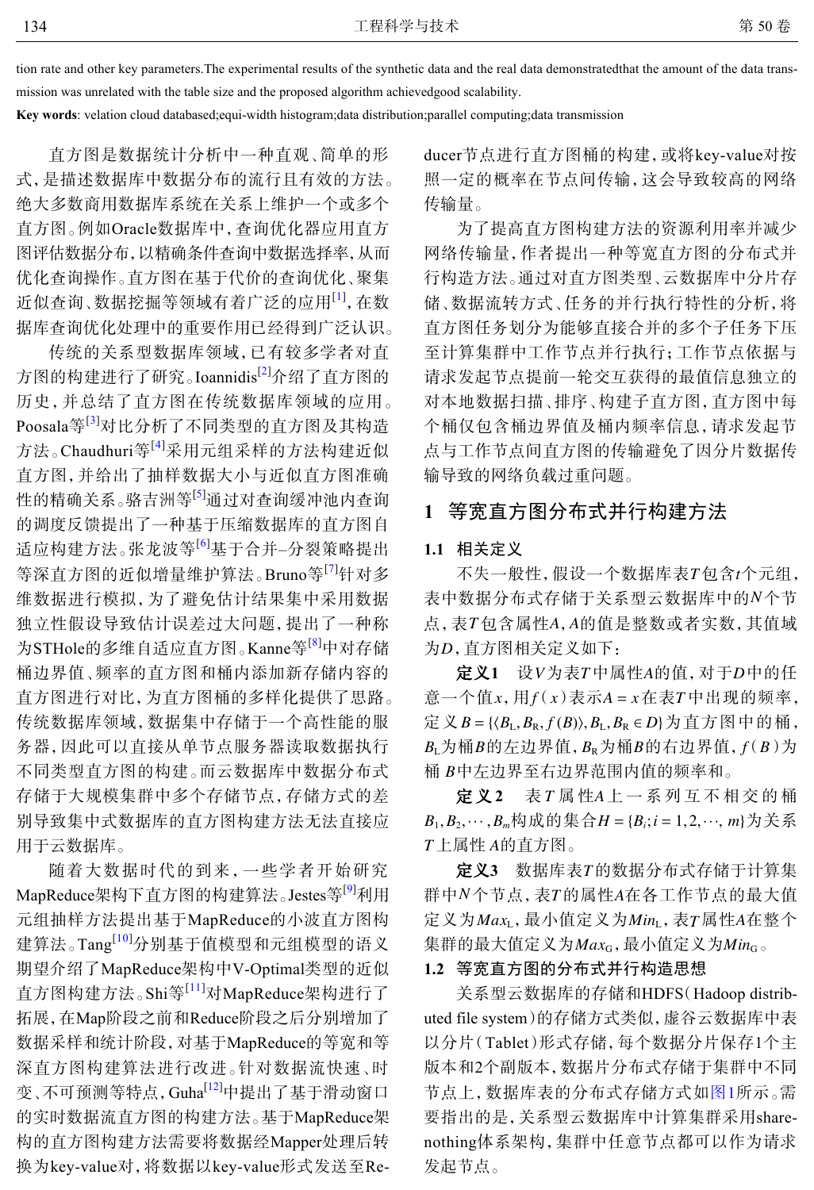tion rate and other key parameters.The experimental results of the synthetic data and the real data demonstratedthat the amount of the data transmission was unrelated with the table size and the proposed algorithm achievedgood scalability.

**Key words**: velation cloud databased;equi-width histogram;data distribution;parallel computing;data transmission

直方图是数据统计分析中一种直观、简单的形式，是描述数据库中数据分布的流行且有效的方法。绝大多数商用数据库系统在关系上维护一个或多个直方图。例如Oracle数据库中，查询优化器应用直方图评估数据分布，以精确条件查询中数据选择率，从而优化查询操作。直方图在基于代价的查询优化、聚集近似查询、数据挖掘等领域有着广泛的应用[1]，在数据库查询优化处理中的重要作用已经得到广泛认识。

传统的关系型数据库领域，已有较多学者对直方图的构建进行了研究。Ioannidis[2]介绍了直方图的历史，并总结了直方图在传统数据库领域的应用。Poosala等[3]对比分析了不同类型的直方图及其构造方法。Chaudhuri等[4]采用元组采样的方法构建近似直方图，并给出了抽样数据大小与近似直方图准确性的精确关系。骆吉洲等[5]通过对查询缓冲池内查询的调度反馈提出了一种基于压缩数据库的直方图自适应构建方法。张龙波等[6]基于合并–分裂策略提出等深直方图的近似增量维护算法。Bruno等[7]针对多维数据进行模拟，为了避免估计结果集中采用数据独立性假设导致估计误差过大问题，提出了一种称为STHole的多维自适应直方图。Kanne等[8]中对存储桶边界值、频率的直方图和桶内添加新存储内容的直方图进行对比，为直方图桶的多样化提供了思路。传统数据库领域，数据集中存储于一个高性能的服务器，因此可以直接从单节点服务器读取数据执行不同类型直方图的构建。而云数据库中数据分布式存储于大规模集群中多个存储节点，存储方式的差别导致集中式数据库的直方图构建方法无法直接应用于云数据库。

随着大数据时代的到来，一些学者开始研究MapReduce架构下直方图的构建算法。Jestes等[9]利用元组抽样方法提出基于MapReduce的小波直方图构建算法。Tang[10]分别基于值模型和元组模型的语义期望介绍了MapReduce架构中V-Optimal类型的近似直方图构建方法。Shi等[11]对MapReduce架构进行了拓展，在Map阶段之前和Reduce阶段之后分别增加了数据采样和统计阶段，对基于MapReduce的等宽和等深直方图构建算法进行改进。针对数据流快速、时变、不可预测等特点，Guha[12]中提出了基于滑动窗口的实时数据流直方图的构建方法。基于MapReduce架构的直方图构建方法需要将数据经Mapper处理后转换为key-value对，将数据以key-value形式发送至Reducer节点进行直方图桶的构建，或将key-value对按照一定的概率在节点间传输，这会导致较高的网络传输量。

为了提高直方图构建方法的资源利用率并减少网络传输量，作者提出一种等宽直方图的分布式并行构造方法。通过对直方图类型、云数据库中分片存储、数据流转方式、任务的并行执行特性的分析，将直方图任务划分为能够直接合并的多个子任务下压至计算集群中工作节点并行执行；工作节点依据与请求发起节点提前一轮交互获得的最值信息独立的对本地数据扫描、排序、构建子直方图，直方图中每个桶仅包含桶边界值及桶内频率信息，请求发起节点与工作节点间直方图的传输避免了因分片数据传输导致的网络负载过重问题。

## 1 等宽直方图分布式并行构建方法

### 1.1 相关定义

不失一般性，假设一个数据库表$T$包含$t$个元组，表中数据分布式存储于关系型云数据库中的$N$个节点，表$T$包含属性$A$，$A$的值是整数或者实数，其值域为$D$，直方图相关定义如下：

**定义1** 设$V$为表$T$中属性$A$的值，对于$D$中的任意一个值$x$，用$f(x)$表示$A=x$在表$T$中出现的频率，定义$B=\{\langle B_L, B_R, f(B)\rangle, B_L, B_R \in D\}$为直方图中的桶，$B_L$为桶$B$的左边界值，$B_R$为桶$B$的右边界值，$f(B)$为桶$B$中左边界至右边界范围内值的频率和。

**定义2** 表$T$属性$A$上一系列互不相交的桶$B_1, B_2, \cdots, B_m$构成的集合$H=\{B_i; i=1,2,\cdots,m\}$为关系$T$上属性$A$的直方图。

**定义3** 数据库表$T$的数据分布式存储于计算集群中$N$个节点，表$T$的属性$A$在各工作节点的最大值定义为$Max_L$，最小值定义为$Min_L$，表$T$属性$A$在整个集群的最大值定义为$Max_G$，最小值定义为$Min_G$。

### 1.2 等宽直方图的分布式并行构造思想

关系型云数据库的存储和HDFS（Hadoop distributed file system）的存储方式类似，虚谷云数据库中表以分片（Tablet）形式存储，每个数据分片保存1个主版本和2个副版本，数据片分布式存储于集群中不同节点上，数据库表的分布式存储方式如图1所示。需要指出的是，关系型云数据库中计算集群采用share-nothing体系架构，集群中任意节点都可以作为请求发起节点。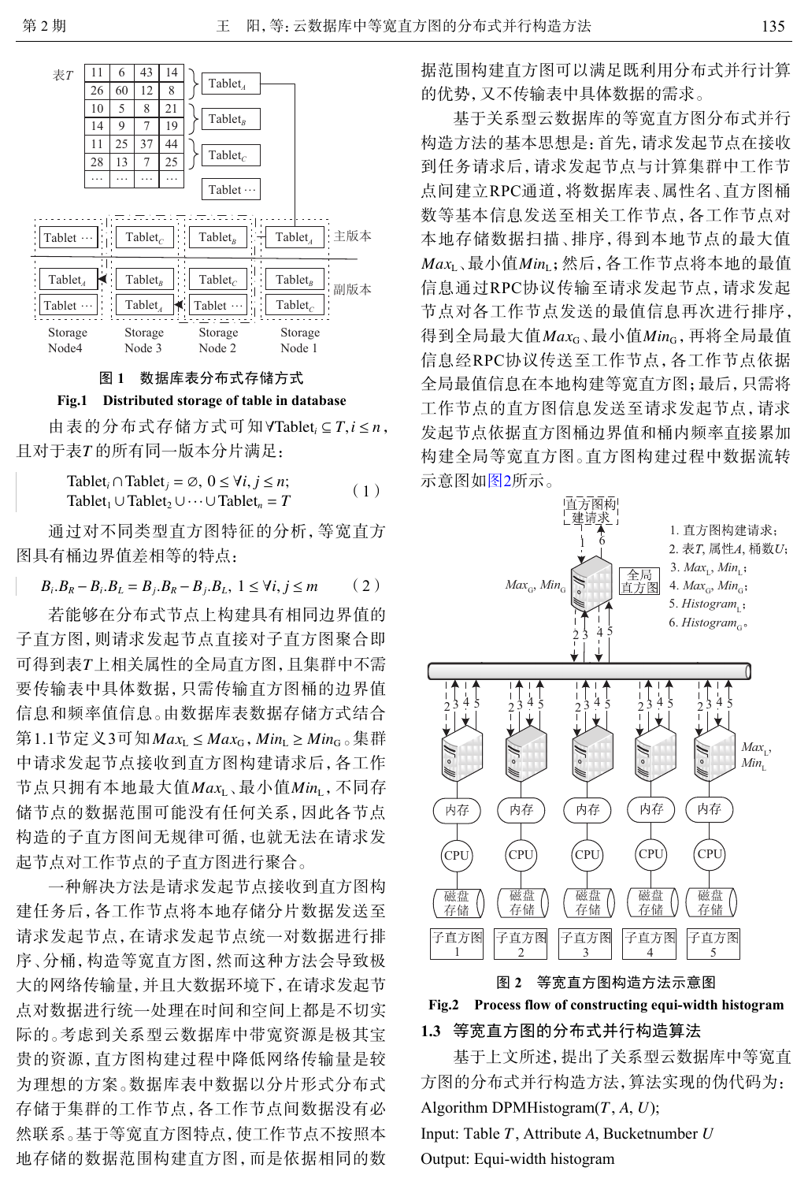图1 数据库表分布式存储方式

**Fig.1 Distributed storage of table in database**

由表的分布式存储方式可知$\forall \text{Tablet}_i \subseteq T, i \le n$，且对于表$T$的所有同一版本分片满足：

$$\text{Tablet}_i \cap \text{Tablet}_j = \varnothing,\ 0 \le \forall i, j \le n;\quad \text{Tablet}_1 \cup \text{Tablet}_2 \cup \cdots \cup \text{Tablet}_n = T \tag{1}$$

通过对不同类型直方图特征的分析，等宽直方图具有桶边界值差相等的特点：

$$B_i.B_R - B_i.B_L = B_j.B_R - B_j.B_L,\ 1 \le \forall i, j \le m \tag{2}$$

若能够在分布式节点上构建具有相同边界值的子直方图，则请求发起节点直接对子直方图聚合即可得到表$T$上相关属性的全局直方图，且集群中不需要传输表中具体数据，只需传输直方图桶的边界值信息和频率值信息。由数据库表数据存储方式结合第1.1节定义3可知$Max_L \le Max_G$，$Min_L \ge Min_G$。集群中请求发起节点接收到直方图构建请求后，各工作节点只拥有本地最大值$Max_L$、最小值$Min_L$，不同存储节点的数据范围可能没有任何关系，因此各节点构造的子直方图间无规律可循，也就无法在请求发起节点对工作节点的子直方图进行聚合。

一种解决方法是请求发起节点接收到直方图构建任务后，各工作节点将本地存储分片数据发送至请求发起节点，在请求发起节点统一对数据进行排序、分桶，构造等宽直方图，然而这种方法会导致极大的网络传输量，并且大数据环境下，在请求发起节点对数据进行统一处理在时间和空间上都是不切实际的。考虑到关系型云数据库中带宽资源是极其宝贵的资源，直方图构建过程中降低网络传输量是较为理想的方案。数据库表中数据以分片形式分布式存储于集群的工作节点，各工作节点间数据没有必然联系。基于等宽直方图特点，使工作节点不按照本地存储的数据范围构建直方图，而是依据相同的数据范围构建直方图可以满足既利用分布式并行计算的优势，又不传输表中具体数据的需求。

基于关系型云数据库的等宽直方图分布式并行构造方法的基本思想是：首先，请求发起节点在接收到任务请求后，请求发起节点与计算集群中工作节点间建立RPC通道，将数据库表、属性名、直方图桶数等基本信息发送至相关工作节点，各工作节点对本地存储数据扫描、排序，得到本地节点的最大值$Max_L$、最小值$Min_L$；然后，各工作节点将本地的最值信息通过RPC协议传输至请求发起节点，请求发起节点对各工作节点发送的最值信息再次进行排序，得到全局最大值$Max_G$、最小值$Min_G$，再将全局最值信息经RPC协议传送至工作节点，各工作节点依据全局最值信息在本地构建等宽直方图；最后，只需将工作节点的直方图信息发送至请求发起节点，请求发起节点依据直方图桶边界值和桶内频率值直接累加构建全局等宽直方图。直方图构建过程中数据流转示意图如图2所示。

图2 等宽直方图构造方法示意图

**Fig.2 Process flow of constructing equi-width histogram**

### 1.3 等宽直方图的分布式并行构造算法

基于上文所述，提出了关系型云数据库中等宽直方图的分布式并行构造方法，算法实现的伪代码为：

Algorithm DPMHistogram($T$, $A$, $U$);

Input: Table $T$, Attribute $A$, Bucketnumber $U$

Output: Equi-width histogram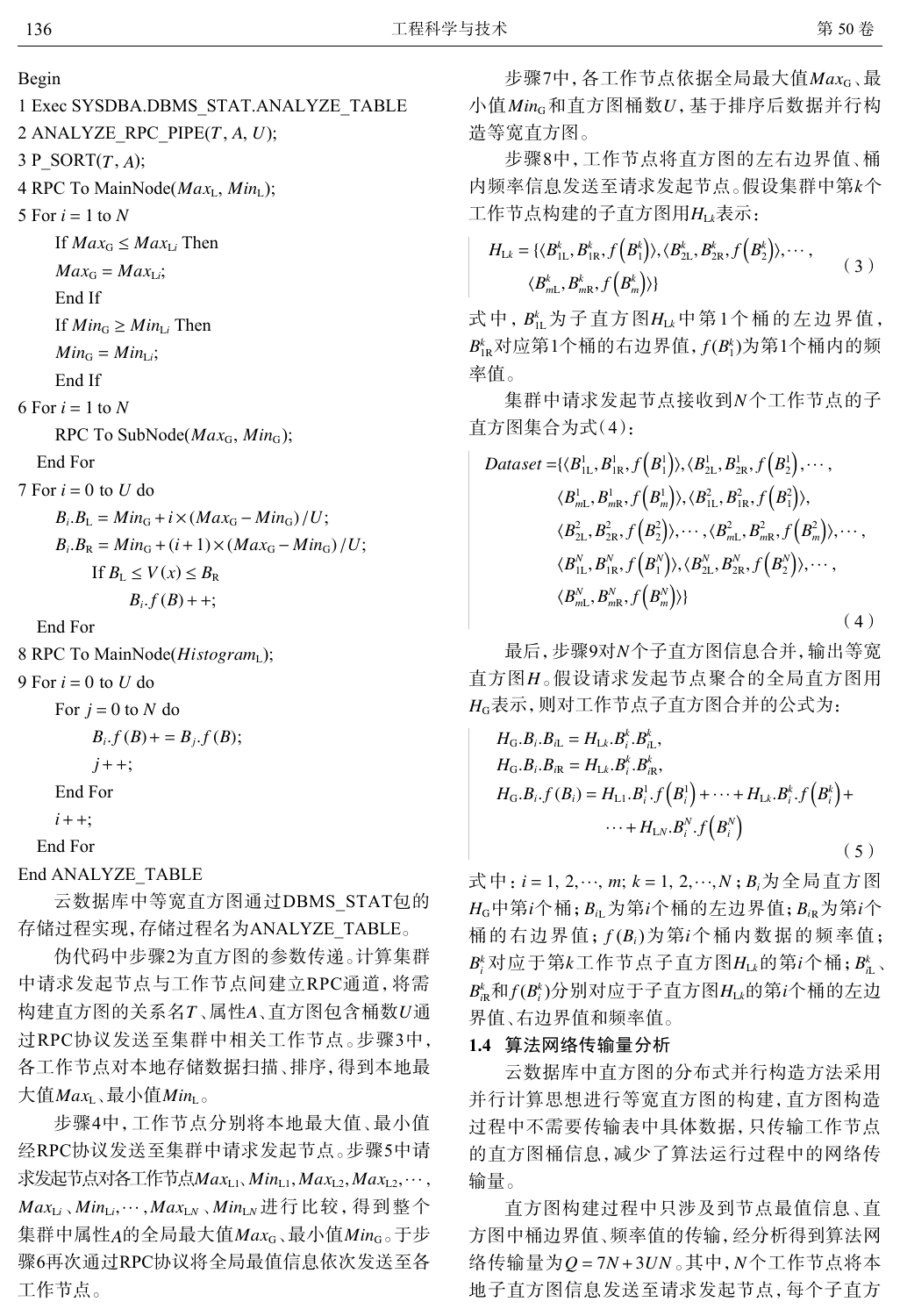```
Begin
1 Exec SYSDBA.DBMS_STAT.ANALYZE_TABLE
2 ANALYZE_RPC_PIPE(T, A, U);
3 P_SORT(T, A);
4 RPC To MainNode(Max_L, Min_L);
5 For i = 1 to N
    If Max_G ≤ Max_Li Then
    Max_G = Max_Li;
    End If
    If Min_G ≥ Min_Li Then
    Min_G = Min_Li;
    End If
6 For i = 1 to N
    RPC To SubNode(Max_G, Min_G);
  End For
7 For i = 0 to U do
    B_i.B_L = Min_G + i×(Max_G − Min_G)/U;
    B_i.B_R = Min_G + (i+1)×(Max_G − Min_G)/U;
        If B_L ≤ V(x) ≤ B_R
            B_i.f(B)++;
  End For
8 RPC To MainNode(Histogram_L);
9 For i = 0 to U do
    For j = 0 to N do
        B_i.f(B) += B_j.f(B);
        j++;
    End For
    i++;
  End For
End ANALYZE_TABLE
```

云数据库中等宽直方图通过DBMS_STAT包的存储过程实现，存储过程名为ANALYZE_TABLE。

伪代码中步骤2为直方图的参数传递。计算集群中请求发起节点与工作节点间建立RPC通道，将需构建直方图的关系名$T$、属性$A$、直方图包含桶数$U$通过RPC协议发送至集群中相关工作节点。步骤3中，各工作节点对本地存储数据扫描、排序，得到本地最大值$Max_{\mathrm{L}}$、最小值$Min_{\mathrm{L}}$。

步骤4中，工作节点分别将本地最大值、最小值经RPC协议发送至集群中请求发起节点。步骤5中请求发起节点对各工作节点$Max_{\mathrm{L1}}, Min_{\mathrm{L1}}, Max_{\mathrm{L2}}, Max_{\mathrm{L2}}, \cdots, Max_{\mathrm{L}i}$、$Min_{\mathrm{L}i}, \cdots, Max_{\mathrm{L}N}$、$Min_{\mathrm{L}N}$进行比较，得到整个集群中属性$A$的全局最大值$Max_{\mathrm{G}}$、最小值$Min_{\mathrm{G}}$。于步骤6再次通过RPC协议将全局最值信息依次发送至各工作节点。

步骤7中，各工作节点依据全局最大值$Max_{\mathrm{G}}$、最小值$Min_{\mathrm{G}}$和直方图桶数$U$，基于排序后数据并行构造等宽直方图。

步骤8中，工作节点将直方图的左右边界值、桶内频率信息发送至请求发起节点。假设集群中第$k$个工作节点构建的子直方图用$H_{\mathrm{L}k}$表示：

$$H_{\mathrm{L}k} = \{\langle B_{1\mathrm{L}}^k, B_{1\mathrm{R}}^k, f(B_1^k)\rangle, \langle B_{2\mathrm{L}}^k, B_{2\mathrm{R}}^k, f(B_2^k)\rangle, \cdots, \langle B_{m\mathrm{L}}^k, B_{m\mathrm{R}}^k, f(B_m^k)\rangle\} \tag{3}$$

式中，$B_{1\mathrm{L}}^k$为子直方图$H_{\mathrm{L}k}$中第1个桶的左边界值，$B_{1\mathrm{R}}^k$对应第1个桶的右边界值，$f(B_1^k)$为第1个桶内的频率值。

集群中请求发起节点接收到$N$个工作节点的子直方图集合为式(4)：

$$\begin{aligned} Dataset = \{&\langle B_{1\mathrm{L}}^1, B_{1\mathrm{R}}^1, f(B_1^1)\rangle, \langle B_{2\mathrm{L}}^1, B_{2\mathrm{R}}^1, f(B_2^1)\rangle, \cdots, \\ &\langle B_{m\mathrm{L}}^1, B_{m\mathrm{R}}^1, f(B_m^1)\rangle, \langle B_{1\mathrm{L}}^2, B_{1\mathrm{R}}^2, f(B_1^2)\rangle, \\ &\langle B_{2\mathrm{L}}^2, B_{2\mathrm{R}}^2, f(B_2^2)\rangle, \cdots, \langle B_{m\mathrm{L}}^2, B_{m\mathrm{R}}^2, f(B_m^2)\rangle, \cdots, \\ &\langle B_{1\mathrm{L}}^N, B_{1\mathrm{R}}^N, f(B_1^N)\rangle, \langle B_{2\mathrm{L}}^N, B_{2\mathrm{R}}^N, f(B_2^N)\rangle, \cdots, \\ &\langle B_{m\mathrm{L}}^N, B_{m\mathrm{R}}^N, f(B_m^N)\rangle\} \end{aligned} \tag{4}$$

最后，步骤9对$N$个子直方图信息合并，输出等宽直方图$H$。假设请求发起节点聚合的全局直方图用$H_{\mathrm{G}}$表示，则对工作节点子直方图合并的公式为：

$$\begin{aligned} &H_{\mathrm{G}}.B_i.B_{i\mathrm{L}} = H_{\mathrm{L}k}.B_i^k.B_{i\mathrm{L}}^k, \\ &H_{\mathrm{G}}.B_i.B_{i\mathrm{R}} = H_{\mathrm{L}k}.B_i^k.B_{i\mathrm{R}}^k, \\ &H_{\mathrm{G}}.B_i.f(B_i) = H_{\mathrm{L1}}.B_i^1.f(B_i^1) + \cdots + H_{\mathrm{L}k}.B_i^k.f(B_i^k) + \\ &\qquad \cdots + H_{\mathrm{L}N}.B_i^N.f(B_i^N) \end{aligned} \tag{5}$$

式中：$i = 1, 2, \cdots, m$；$k = 1, 2, \cdots, N$；$B_i$为全局直方图$H_{\mathrm{G}}$中第$i$个桶；$B_{i\mathrm{L}}$为第$i$个桶的左边界值；$B_{i\mathrm{R}}$为第$i$个桶的右边界值；$f(B_i)$为第$i$个桶内数据的频率值；$B_i^k$对应于第$k$工作节点子直方图$H_{\mathrm{L}k}$的第$i$个桶；$B_{i\mathrm{L}}^k$、$B_{i\mathrm{R}}^k$和$f(B_i^k)$分别对应于子直方图$H_{\mathrm{L}k}$的第$i$个桶的左边界值、右边界值和频率值。

### 1.4 算法网络传输量分析

云数据库中直方图的分布式并行构造方法采用并行计算思想进行等宽直方图的构建，直方图构造过程中不需要传输表中具体数据，只传输工作节点的直方图桶信息，减少了算法运行过程中的网络传输量。

直方图构建过程中只涉及到节点最值信息、直方图中桶边界值、频率值的传输，经分析得到算法网络传输量为$Q = 7N + 3UN$。其中，$N$个工作节点将本地子直方图信息发送至请求发起节点，每个子直方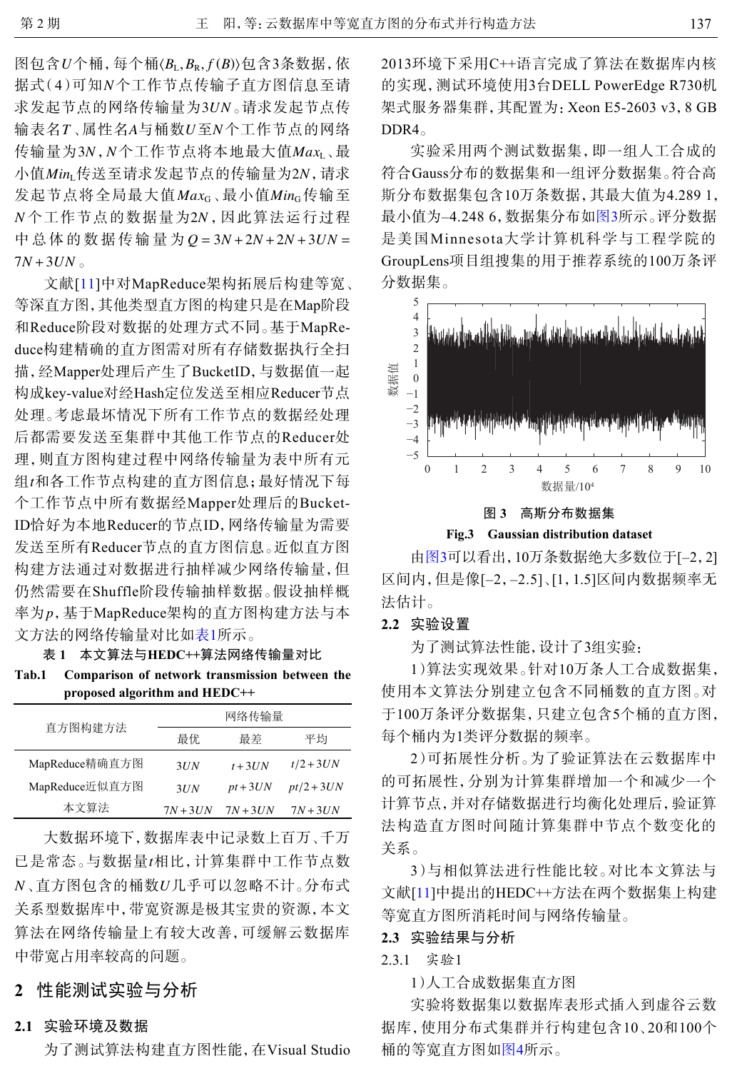图包含$U$个桶，每个桶$\langle B_L, B_R, f(B)\rangle$包含3条数据，依据式(4)可知$N$个工作节点传输子直方图信息至请求发起节点的网络传输量为$3UN$。请求发起节点传输表名$T$、属性名$A$与桶数$U$至$N$个工作节点的网络传输量为$3N$，$N$个工作节点将本地最大值$Max_L$、最小值$Min_L$传送至请求发起节点的传输量为$2N$，请求发起节点将全局最大值$Max_G$、最小值$Min_G$传输至$N$个工作节点的数据量为$2N$，因此算法运行过程中总体的数据传输量为$Q = 3N + 2N + 2N + 3UN = 7N + 3UN$。

文献[11]中对MapReduce架构拓展后构建等宽、等深直方图，其他类型直方图的构建只是在Map阶段和Reduce阶段对数据的处理方式不同。基于MapReduce构建精确的直方图需对所有存储数据执行全扫描，经Mapper处理后产生了BucketID，与数据值一起构成key-value对经Hash定位发送至相应Reducer节点处理。考虑最坏情况下所有工作节点的数据经处理后都需要发送至集群中其他工作节点的Reducer处理，则直方图构建过程中网络传输量为表中所有元组$t$和各工作节点构建的直方图信息；最好情况下每个工作节点中所有数据经Mapper处理后的BucketID恰好为本地Reducer的节点ID，网络传输量为需要发送至所有Reducer节点的直方图信息。近似直方图构建方法通过对数据进行抽样减少网络传输量，但仍然需要在Shuffle阶段传输抽样数据。假设抽样概率为$p$，基于MapReduce架构的直方图构建方法与本文方法的网络传输量对比如表1所示。

表 1　本文算法与HEDC++算法网络传输量对比

Tab.1　Comparison of network transmission between the proposed algorithm and HEDC++

| 直方图构建方法 | 网络传输量 | | |
|---|---|---|---|
| | 最优 | 最差 | 平均 |
| MapReduce精确直方图 | $3UN$ | $t+3UN$ | $t/2+3UN$ |
| MapReduce近似直方图 | $3UN$ | $pt+3UN$ | $pt/2+3UN$ |
| 本文算法 | $7N+3UN$ | $7N+3UN$ | $7N+3UN$ |

大数据环境下，数据库表中记录数上百万、千万已是常态。与数据量$t$相比，计算集群中工作节点数$N$、直方图包含的桶数$U$几乎可以忽略不计。分布式关系型数据库中，带宽资源是极其宝贵的资源，本文算法在网络传输量上有较大改善，可缓解云数据库中带宽占用率较高的问题。

## 2　性能测试实验与分析

### 2.1　实验环境及数据

为了测试算法构建直方图性能，在Visual Studio 2013环境下采用C++语言完成了算法在数据库内核的实现，测试环境使用3台DELL PowerEdge R730机架式服务器集群，其配置为：Xeon E5-2603 v3, 8 GB DDR4。

实验采用两个测试数据集，即一组人工合成的符合Gauss分布的数据集和一组评分数据集。符合高斯分布数据集包含10万条数据，其最大值为4.289 1，最小值为–4.248 6，数据集分布如图3所示。评分数据是美国Minnesota大学计算机科学与工程学院的GroupLens项目组搜集的用于推荐系统的100万条评分数据集。

图 3　高斯分布数据集

Fig.3　Gaussian distribution dataset

由图3可以看出，10万条数据绝大多数位于[–2, 2]区间内，但是像[–2, –2.5]、[1, 1.5]区间内数据频率无法估计。

### 2.2　实验设置

为了测试算法性能，设计了3组实验：

1）算法实现效果。针对10万条人工合成数据集，使用本文算法分别建立包含不同桶数的直方图。对于100万条评分数据集，只建立包含5个桶的直方图，每个桶内为1类评分数据的频率。

2）可拓展性分析。为了验证算法在云数据库中的可拓展性，分别为计算集群增加一个和减少一个计算节点，并对存储数据进行均衡化处理后，验证算法构造直方图时间随计算集群中节点个数变化的关系。

3）与相似算法进行性能比较。对比本文算法与文献[11]中提出的HEDC++方法在两个数据集上构建等宽直方图所消耗时间与网络传输量。

### 2.3　实验结果与分析

#### 2.3.1　实验1

1）人工合成数据集直方图

实验将数据集以数据库表形式插入到虚谷云数据库，使用分布式集群并行构建包含10、20和100个桶的等宽直方图如图4所示。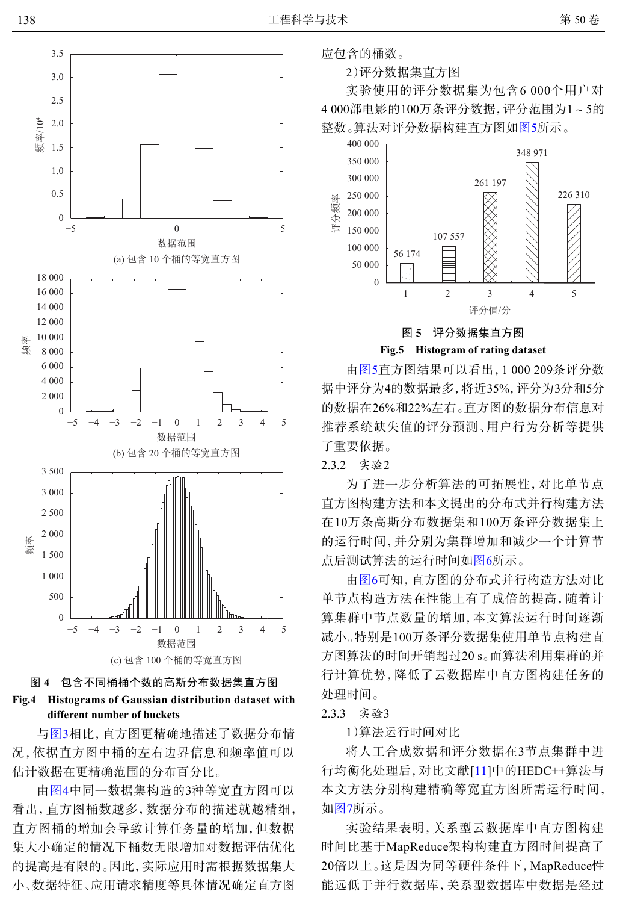图 4　包含不同桶桶个数的高斯分布数据集直方图

Fig.4　Histograms of Gaussian distribution dataset with different number of buckets

(a) 包含 10 个桶的等宽直方图

(b) 包含 20 个桶的等宽直方图

(c) 包含 100 个桶的等宽直方图

与图3相比，直方图更精确地描述了数据分布情况，依据直方图中桶的左右边界信息和频率值可以估计数据在更精确范围的分布百分比。

由图4中同一数据集构造的3种等宽直方图可以看出，直方图桶数越多，数据分布的描述就越精细，直方图桶的增加会导致计算任务量的增加，但数据集大小确定的情况下桶数无限增加对数据评估优化的提高是有限的。因此，实际应用时需根据数据集大小、数据特征、应用请求精度等具体情况确定直方图应包含的桶数。

2）评分数据集直方图

实验使用的评分数据集为包含6 000个用户对4 000部电影的100万条评分数据，评分范围为1～5的整数。算法对评分数据构建直方图如图5所示。

| 评分值/分 | 1 | 2 | 3 | 4 | 5 |
|---|---|---|---|---|---|
| 评分频率 | 56 174 | 107 557 | 261 197 | 348 971 | 226 310 |

图 5　评分数据集直方图

Fig.5　Histogram of rating dataset

由图5直方图结果可以看出，1 000 209条评分数据中评分为4的数据最多，将近35%，评分为3分和5分的数据在26%和22%左右。直方图的数据分布信息对推荐系统缺失值的评分预测、用户行为分析等提供了重要依据。

2.3.2　实验2

为了进一步分析算法的可拓展性，对比单节点直方图构建方法和本文提出的分布式并行构建方法在10万条高斯分布数据集和100万条评分数据集上的运行时间，并分别为集群增加和减少一个计算节点后测试算法的运行时间如图6所示。

由图6可知，直方图的分布式并行构造方法对比单节点构造方法在性能上有了成倍的提高，随着计算集群中节点数量的增加，本文算法运行时间逐渐减小。特别是100万条评分数据集使用单节点构建直方图算法的时间开销超过20 s。而算法利用集群的并行计算优势，降低了云数据库中直方图构建任务的处理时间。

2.3.3　实验3

1）算法运行时间对比

将人工合成数据和评分数据在3节点集群中进行均衡化处理后，对比文献[11]中的HEDC++算法与本文方法分别构建精确等宽直方图所需运行时间，如图7所示。

实验结果表明，关系型云数据库中直方图构建时间比基于MapReduce架构构建直方图时间提高了20倍以上。这是因为同等硬件条件下，MapReduce性能远低于并行数据库，关系型数据库中数据是经过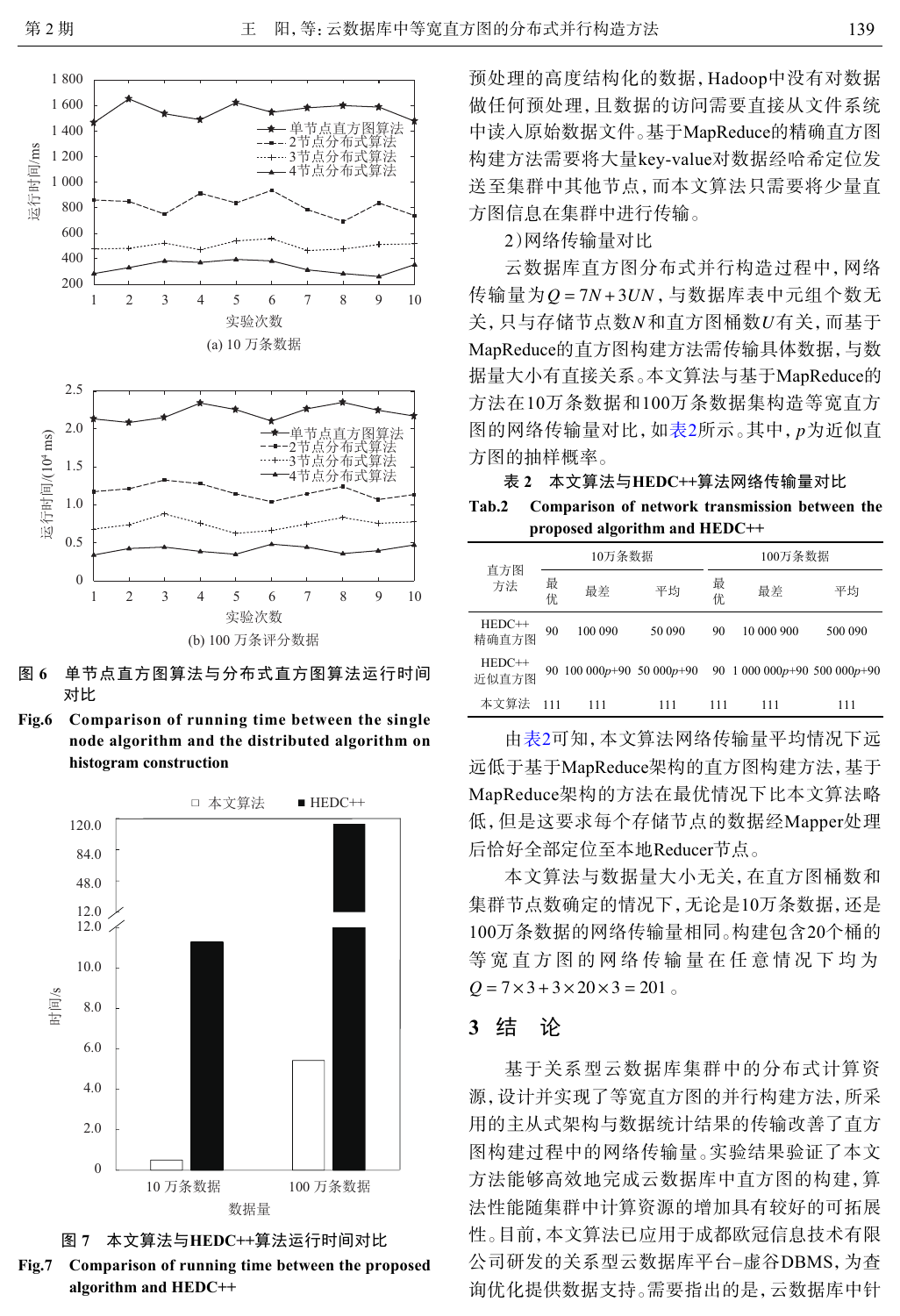图 6　单节点直方图算法与分布式直方图算法运行时间对比

**Fig.6　Comparison of running time between the single node algorithm and the distributed algorithm on histogram construction**

图 7　本文算法与HEDC++算法运行时间对比

**Fig.7　Comparison of running time between the proposed algorithm and HEDC++**

预处理的高度结构化的数据，Hadoop中没有对数据做任何预处理，且数据的访问需要直接从文件系统中读入原始数据文件。基于MapReduce的精确直方图构建方法需要将大量key-value对数据经哈希定位发送至集群中其他节点，而本文算法只需要将少量直方图信息在集群中进行传输。

2）网络传输量对比

云数据库直方图分布式并行构造过程中，网络传输量为$Q=7N+3UN$，与数据库表中元组个数无关，只与存储节点数$N$和直方图桶数$U$有关，而基于MapReduce的直方图构建方法需传输具体数据，与数据量大小有直接关系。本文算法与基于MapReduce的方法在10万条数据和100万条数据集构造等宽直方图的网络传输量对比，如表2所示。其中，$p$为近似直方图的抽样概率。

表 2　本文算法与HEDC++算法网络传输量对比

**Tab.2　Comparison of network transmission between the proposed algorithm and HEDC++**

| 直方图方法 | 10万条数据 | | | 100万条数据 | | |
|---|---|---|---|---|---|---|
| | 最优 | 最差 | 平均 | 最优 | 最差 | 平均 |
| HEDC++精确直方图 | 90 | 100 090 | 50 090 | 90 | 10 000 900 | 500 090 |
| HEDC++近似直方图 | 90 | 100 000$p$+90 | 50 000$p$+90 | 90 | 1 000 000$p$+90 | 500 000$p$+90 |
| 本文算法 | 111 | 111 | 111 | 111 | 111 | 111 |

由表2可知，本文算法网络传输量平均情况下远远低于基于MapReduce架构的直方图构建方法，基于MapReduce架构的方法在最优情况下比本文算法略低，但是这要求每个存储节点的数据经Mapper处理后恰好全部定位至本地Reducer节点。

本文算法与数据量大小无关，在直方图桶数和集群节点数确定的情况下，无论是10万条数据，还是100万条数据的网络传输量相同。构建包含20个桶的等宽直方图的网络传输量在任意情况下均为$Q=7\times3+3\times20\times3=201$。

## 3　结　论

基于关系型云数据库集群中的分布式计算资源，设计并实现了等宽直方图的并行构建方法，所采用的主从式架构与数据统计结果的传输改善了直方图构建过程中的网络传输量。实验结果验证了本文方法能够高效地完成云数据库中直方图的构建，算法性能随集群中计算资源的增加具有较好的可拓展性。目前，本文算法已应用于成都欧冠信息技术有限公司研发的关系型云数据库平台–虚谷DBMS，为查询优化提供数据支持。需要指出的是，云数据库中针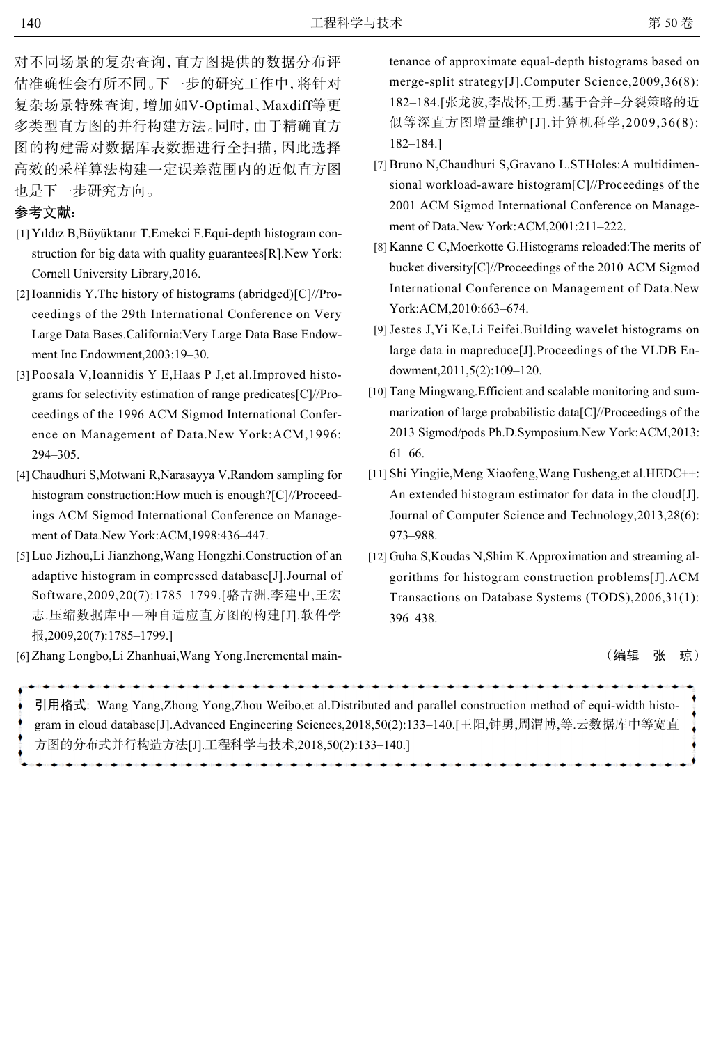对不同场景的复杂查询，直方图提供的数据分布评估准确性会有所不同。下一步的研究工作中，将针对复杂场景特殊查询，增加如V-Optimal、Maxdiff等更多类型直方图的并行构建方法。同时，由于精确直方图的构建需对数据库表数据进行全扫描，因此选择高效的采样算法构建一定误差范围内的近似直方图也是下一步研究方向。

**参考文献：**

[1] Yıldız B,Büyüktanır T,Emekci F.Equi-depth histogram construction for big data with quality guarantees[R].New York: Cornell University Library,2016.

[2] Ioannidis Y.The history of histograms (abridged)[C]//Proceedings of the 29th International Conference on Very Large Data Bases.California:Very Large Data Base Endowment Inc Endowment,2003:19–30.

[3] Poosala V,Ioannidis Y E,Haas P J,et al.Improved histograms for selectivity estimation of range predicates[C]//Proceedings of the 1996 ACM Sigmod International Conference on Management of Data.New York:ACM,1996: 294–305.

[4] Chaudhuri S,Motwani R,Narasayya V.Random sampling for histogram construction:How much is enough?[C]//Proceedings ACM Sigmod International Conference on Management of Data.New York:ACM,1998:436–447.

[5] Luo Jizhou,Li Jianzhong,Wang Hongzhi.Construction of an adaptive histogram in compressed database[J].Journal of Software,2009,20(7):1785–1799.[骆吉洲,李建中,王宏志.压缩数据库中一种自适应直方图的构建[J].软件学报,2009,20(7):1785–1799.]

[6] Zhang Longbo,Li Zhanhuai,Wang Yong.Incremental maintenance of approximate equal-depth histograms based on merge-split strategy[J].Computer Science,2009,36(8): 182–184.[张龙波,李战怀,王勇.基于合并–分裂策略的近似等深直方图增量维护[J].计算机科学,2009,36(8): 182–184.]

[7] Bruno N,Chaudhuri S,Gravano L.STHoles:A multidimensional workload-aware histogram[C]//Proceedings of the 2001 ACM Sigmod International Conference on Management of Data.New York:ACM,2001:211–222.

[8] Kanne C C,Moerkotte G.Histograms reloaded:The merits of bucket diversity[C]//Proceedings of the 2010 ACM Sigmod International Conference on Management of Data.New York:ACM,2010:663–674.

[9] Jestes J,Yi Ke,Li Feifei.Building wavelet histograms on large data in mapreduce[J].Proceedings of the VLDB Endowment,2011,5(2):109–120.

[10] Tang Mingwang.Efficient and scalable monitoring and summarization of large probabilistic data[C]//Proceedings of the 2013 Sigmod/pods Ph.D.Symposium.New York:ACM,2013: 61–66.

[11] Shi Yingjie,Meng Xiaofeng,Wang Fusheng,et al.HEDC++: An extended histogram estimator for data in the cloud[J]. Journal of Computer Science and Technology,2013,28(6): 973–988.

[12] Guha S,Koudas N,Shim K.Approximation and streaming algorithms for histogram construction problems[J].ACM Transactions on Database Systems (TODS),2006,31(1): 396–438.

（编辑　张　琼）

**引用格式：** Wang Yang,Zhong Yong,Zhou Weibo,et al.Distributed and parallel construction method of equi-width histogram in cloud database[J].Advanced Engineering Sciences,2018,50(2):133–140.[王阳,钟勇,周渭博,等.云数据库中等宽直方图的分布式并行构造方法[J].工程科学与技术,2018,50(2):133–140.]